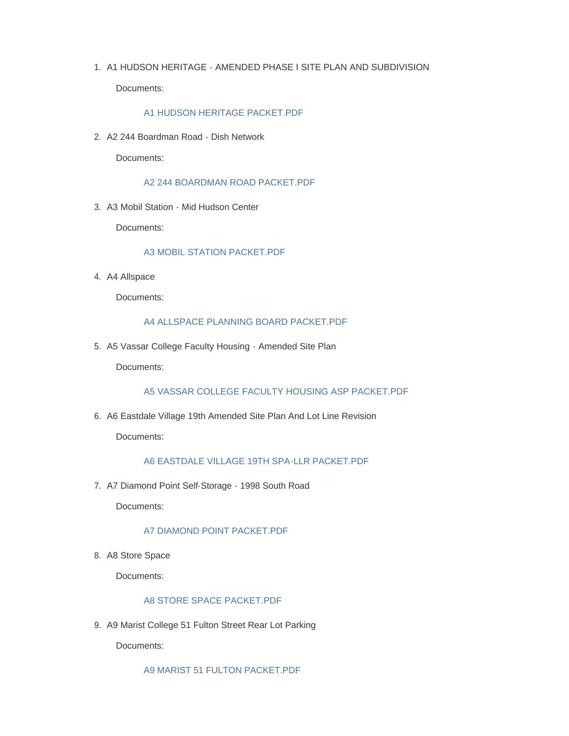1. A1 HUDSON HERITAGE - AMENDED PHASE I SITE PLAN AND SUBDIVISION

   Documents:

   A1 HUDSON HERITAGE PACKET.PDF

2. A2 244 Boardman Road - Dish Network

   Documents:

   A2 244 BOARDMAN ROAD PACKET.PDF

3. A3 Mobil Station - Mid Hudson Center

   Documents:

   A3 MOBIL STATION PACKET.PDF

4. A4 Allspace

   Documents:

   A4 ALLSPACE PLANNING BOARD PACKET.PDF

5. A5 Vassar College Faculty Housing - Amended Site Plan

   Documents:

   A5 VASSAR COLLEGE FACULTY HOUSING ASP PACKET.PDF

6. A6 Eastdale Village 19th Amended Site Plan And Lot Line Revision

   Documents:

   A6 EASTDALE VILLAGE 19TH SPA-LLR PACKET.PDF

7. A7 Diamond Point Self-Storage - 1998 South Road

   Documents:

   A7 DIAMOND POINT PACKET.PDF

8. A8 Store Space

   Documents:

   A8 STORE SPACE PACKET.PDF

9. A9 Marist College 51 Fulton Street Rear Lot Parking

   Documents:

   A9 MARIST 51 FULTON PACKET.PDF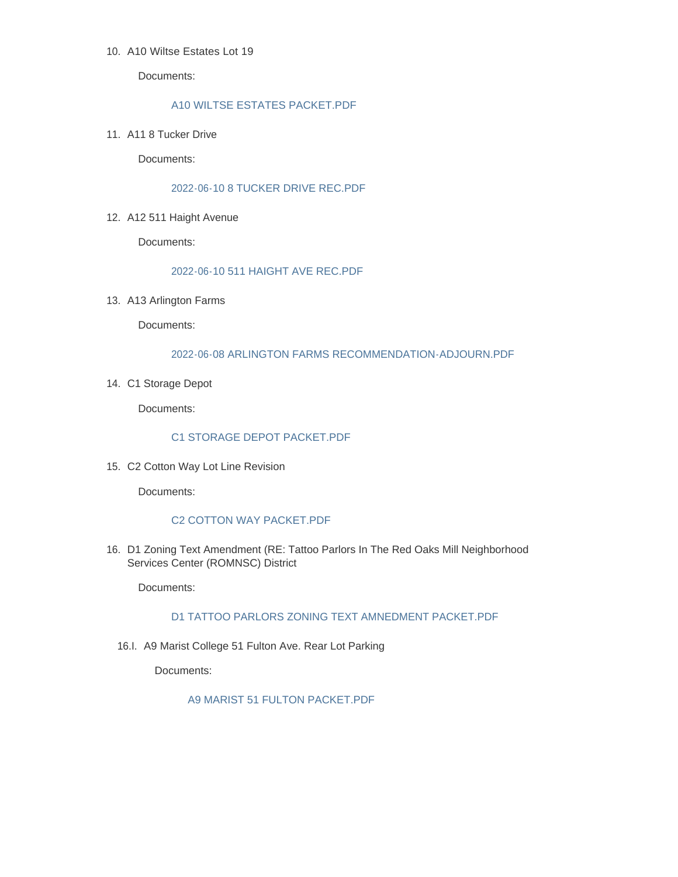10. A10 Wiltse Estates Lot 19

    Documents:

    A10 WILTSE ESTATES PACKET.PDF

11. A11 8 Tucker Drive

    Documents:

    2022-06-10 8 TUCKER DRIVE REC.PDF

12. A12 511 Haight Avenue

    Documents:

    2022-06-10 511 HAIGHT AVE REC.PDF

13. A13 Arlington Farms

    Documents:

    2022-06-08 ARLINGTON FARMS RECOMMENDATION-ADJOURN.PDF

14. C1 Storage Depot

    Documents:

    C1 STORAGE DEPOT PACKET.PDF

15. C2 Cotton Way Lot Line Revision

    Documents:

    C2 COTTON WAY PACKET.PDF

16. D1 Zoning Text Amendment (RE: Tattoo Parlors In The Red Oaks Mill Neighborhood Services Center (ROMNSC) District

    Documents:

    D1 TATTOO PARLORS ZONING TEXT AMNEDMENT PACKET.PDF

    16.I. A9 Marist College 51 Fulton Ave. Rear Lot Parking

    Documents:

    A9 MARIST 51 FULTON PACKET.PDF